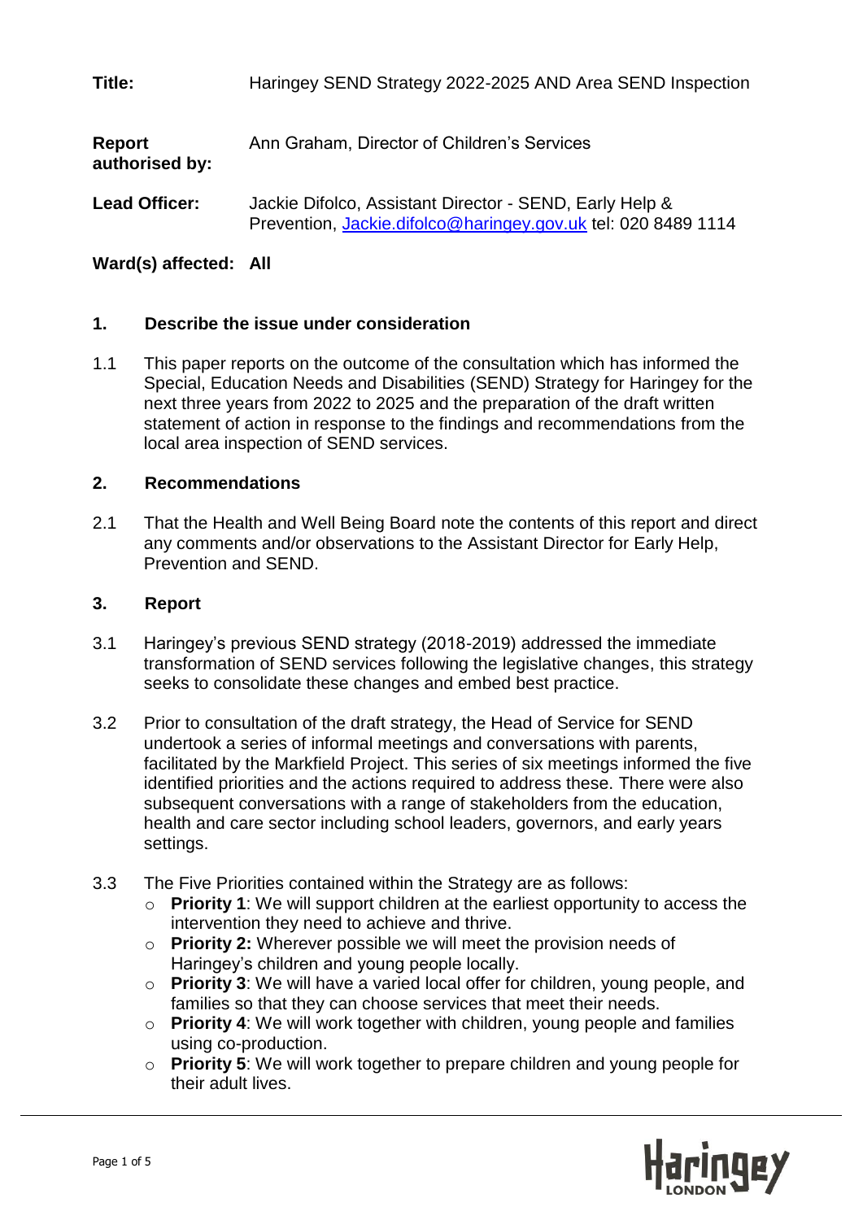**Title:** Haringey SEND Strategy 2022-2025 AND Area SEND Inspection

**Report authorised by:** Ann Graham, Director of Children's Services

**Lead Officer:** Jackie Difolco, Assistant Director - SEND, Early Help & Prevention, [Jackie.difolco@haringey.gov.uk](mailto:Jackie.difolco@haringey.gov.uk) tel: 020 8489 1114

**Ward(s) affected: All**

## 1. Describe the issue under consideration

1.1 This paper reports on the outcome of the consultation which has informed the Special, Education Needs and Disabilities (SEND) Strategy for Haringey for the next three years from 2022 to 2025 and the preparation of the draft written statement of action in response to the findings and recommendations from the local area inspection of SEND services.

## 2. Recommendations

2.1 That the Health and Well Being Board note the contents of this report and direct any comments and/or observations to the Assistant Director for Early Help, Prevention and SEND.

## 3. Report

3.1 Haringey's previous SEND strategy (2018-2019) addressed the immediate transformation of SEND services following the legislative changes, this strategy seeks to consolidate these changes and embed best practice.

3.2 Prior to consultation of the draft strategy, the Head of Service for SEND undertook a series of informal meetings and conversations with parents, facilitated by the Markfield Project. This series of six meetings informed the five identified priorities and the actions required to address these. There were also subsequent conversations with a range of stakeholders from the education, health and care sector including school leaders, governors, and early years settings.

3.3 The Five Priorities contained within the Strategy are as follows:

- **Priority 1**: We will support children at the earliest opportunity to access the intervention they need to achieve and thrive.
- **Priority 2:** Wherever possible we will meet the provision needs of Haringey's children and young people locally.
- **Priority 3**: We will have a varied local offer for children, young people, and families so that they can choose services that meet their needs.
- **Priority 4**: We will work together with children, young people and families using co-production.
- **Priority 5**: We will work together to prepare children and young people for their adult lives.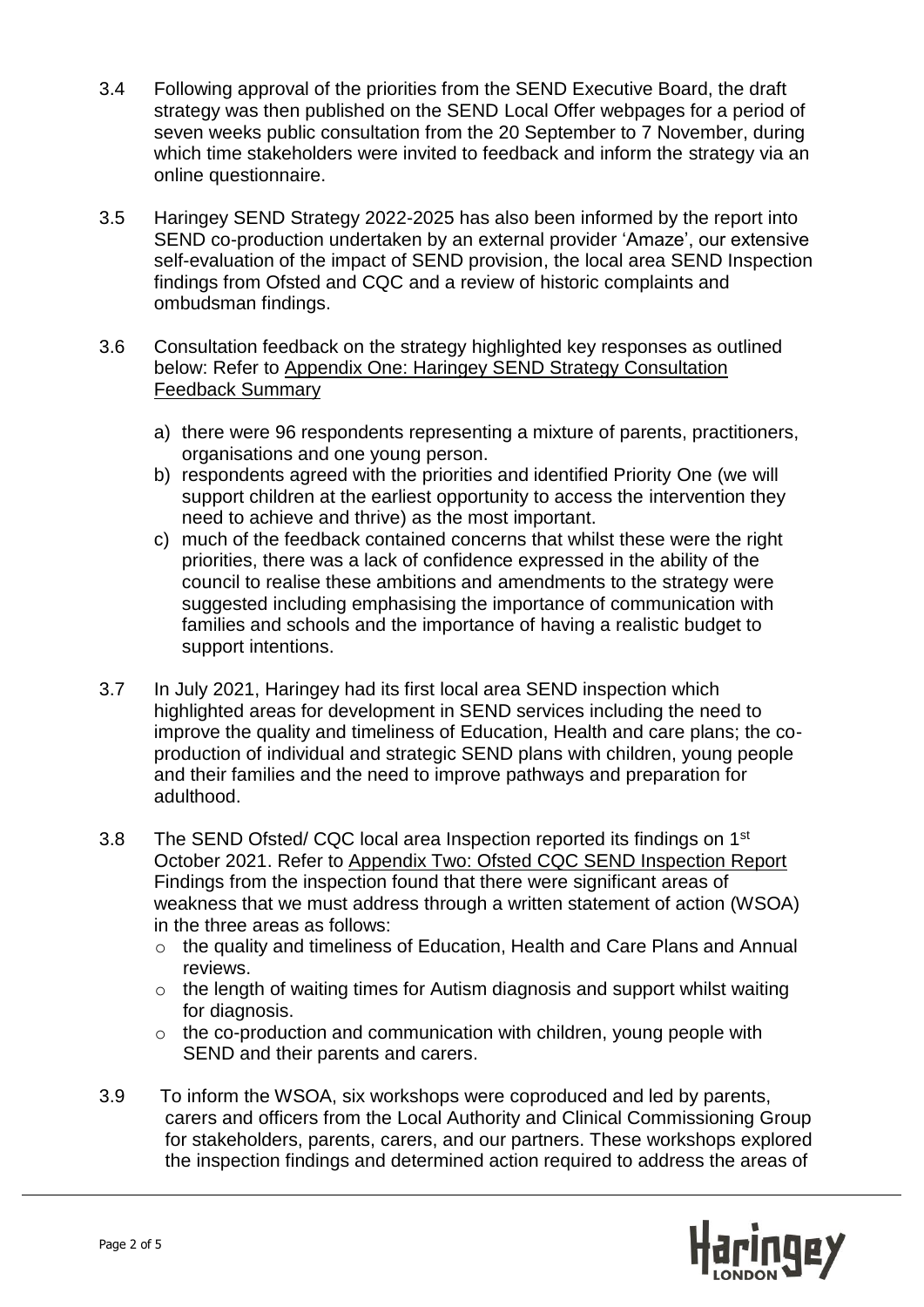3.4 Following approval of the priorities from the SEND Executive Board, the draft strategy was then published on the SEND Local Offer webpages for a period of seven weeks public consultation from the 20 September to 7 November, during which time stakeholders were invited to feedback and inform the strategy via an online questionnaire.

3.5 Haringey SEND Strategy 2022-2025 has also been informed by the report into SEND co-production undertaken by an external provider 'Amaze', our extensive self-evaluation of the impact of SEND provision, the local area SEND Inspection findings from Ofsted and CQC and a review of historic complaints and ombudsman findings.

3.6 Consultation feedback on the strategy highlighted key responses as outlined below: Refer to Appendix One: Haringey SEND Strategy Consultation Feedback Summary

a) there were 96 respondents representing a mixture of parents, practitioners, organisations and one young person.
b) respondents agreed with the priorities and identified Priority One (we will support children at the earliest opportunity to access the intervention they need to achieve and thrive) as the most important.
c) much of the feedback contained concerns that whilst these were the right priorities, there was a lack of confidence expressed in the ability of the council to realise these ambitions and amendments to the strategy were suggested including emphasising the importance of communication with families and schools and the importance of having a realistic budget to support intentions.

3.7 In July 2021, Haringey had its first local area SEND inspection which highlighted areas for development in SEND services including the need to improve the quality and timeliness of Education, Health and care plans; the co-production of individual and strategic SEND plans with children, young people and their families and the need to improve pathways and preparation for adulthood.

3.8 The SEND Ofsted/ CQC local area Inspection reported its findings on 1st October 2021. Refer to Appendix Two: Ofsted CQC SEND Inspection Report Findings from the inspection found that there were significant areas of weakness that we must address through a written statement of action (WSOA) in the three areas as follows:

- the quality and timeliness of Education, Health and Care Plans and Annual reviews.
- the length of waiting times for Autism diagnosis and support whilst waiting for diagnosis.
- the co-production and communication with children, young people with SEND and their parents and carers.

3.9 To inform the WSOA, six workshops were coproduced and led by parents, carers and officers from the Local Authority and Clinical Commissioning Group for stakeholders, parents, carers, and our partners. These workshops explored the inspection findings and determined action required to address the areas of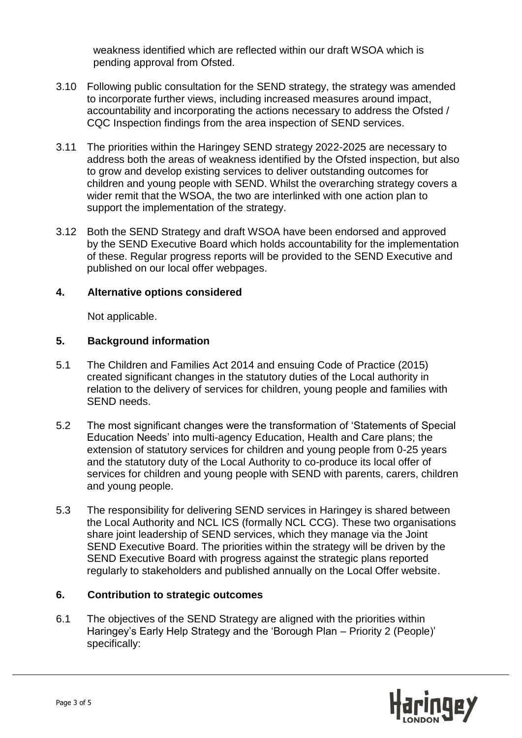weakness identified which are reflected within our draft WSOA which is pending approval from Ofsted.

3.10 Following public consultation for the SEND strategy, the strategy was amended to incorporate further views, including increased measures around impact, accountability and incorporating the actions necessary to address the Ofsted / CQC Inspection findings from the area inspection of SEND services.

3.11 The priorities within the Haringey SEND strategy 2022-2025 are necessary to address both the areas of weakness identified by the Ofsted inspection, but also to grow and develop existing services to deliver outstanding outcomes for children and young people with SEND. Whilst the overarching strategy covers a wider remit that the WSOA, the two are interlinked with one action plan to support the implementation of the strategy.

3.12 Both the SEND Strategy and draft WSOA have been endorsed and approved by the SEND Executive Board which holds accountability for the implementation of these. Regular progress reports will be provided to the SEND Executive and published on our local offer webpages.

## 4. Alternative options considered

Not applicable.

## 5. Background information

5.1 The Children and Families Act 2014 and ensuing Code of Practice (2015) created significant changes in the statutory duties of the Local authority in relation to the delivery of services for children, young people and families with SEND needs.

5.2 The most significant changes were the transformation of 'Statements of Special Education Needs' into multi-agency Education, Health and Care plans; the extension of statutory services for children and young people from 0-25 years and the statutory duty of the Local Authority to co-produce its local offer of services for children and young people with SEND with parents, carers, children and young people.

5.3 The responsibility for delivering SEND services in Haringey is shared between the Local Authority and NCL ICS (formally NCL CCG). These two organisations share joint leadership of SEND services, which they manage via the Joint SEND Executive Board. The priorities within the strategy will be driven by the SEND Executive Board with progress against the strategic plans reported regularly to stakeholders and published annually on the Local Offer website.

## 6. Contribution to strategic outcomes

6.1 The objectives of the SEND Strategy are aligned with the priorities within Haringey's Early Help Strategy and the 'Borough Plan – Priority 2 (People)' specifically: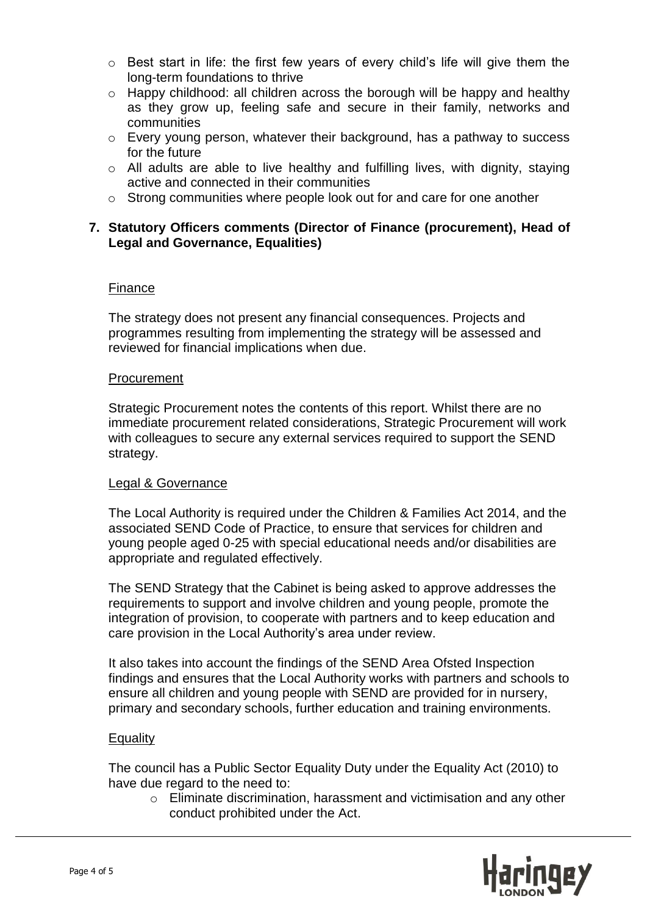- Best start in life: the first few years of every child's life will give them the long-term foundations to thrive
- Happy childhood: all children across the borough will be happy and healthy as they grow up, feeling safe and secure in their family, networks and communities
- Every young person, whatever their background, has a pathway to success for the future
- All adults are able to live healthy and fulfilling lives, with dignity, staying active and connected in their communities
- Strong communities where people look out for and care for one another

## 7. Statutory Officers comments (Director of Finance (procurement), Head of Legal and Governance, Equalities)

### Finance

The strategy does not present any financial consequences. Projects and programmes resulting from implementing the strategy will be assessed and reviewed for financial implications when due.

### Procurement

Strategic Procurement notes the contents of this report. Whilst there are no immediate procurement related considerations, Strategic Procurement will work with colleagues to secure any external services required to support the SEND strategy.

### Legal & Governance

The Local Authority is required under the Children & Families Act 2014, and the associated SEND Code of Practice, to ensure that services for children and young people aged 0-25 with special educational needs and/or disabilities are appropriate and regulated effectively.

The SEND Strategy that the Cabinet is being asked to approve addresses the requirements to support and involve children and young people, promote the integration of provision, to cooperate with partners and to keep education and care provision in the Local Authority's area under review.

It also takes into account the findings of the SEND Area Ofsted Inspection findings and ensures that the Local Authority works with partners and schools to ensure all children and young people with SEND are provided for in nursery, primary and secondary schools, further education and training environments.

### Equality

The council has a Public Sector Equality Duty under the Equality Act (2010) to have due regard to the need to:

- Eliminate discrimination, harassment and victimisation and any other conduct prohibited under the Act.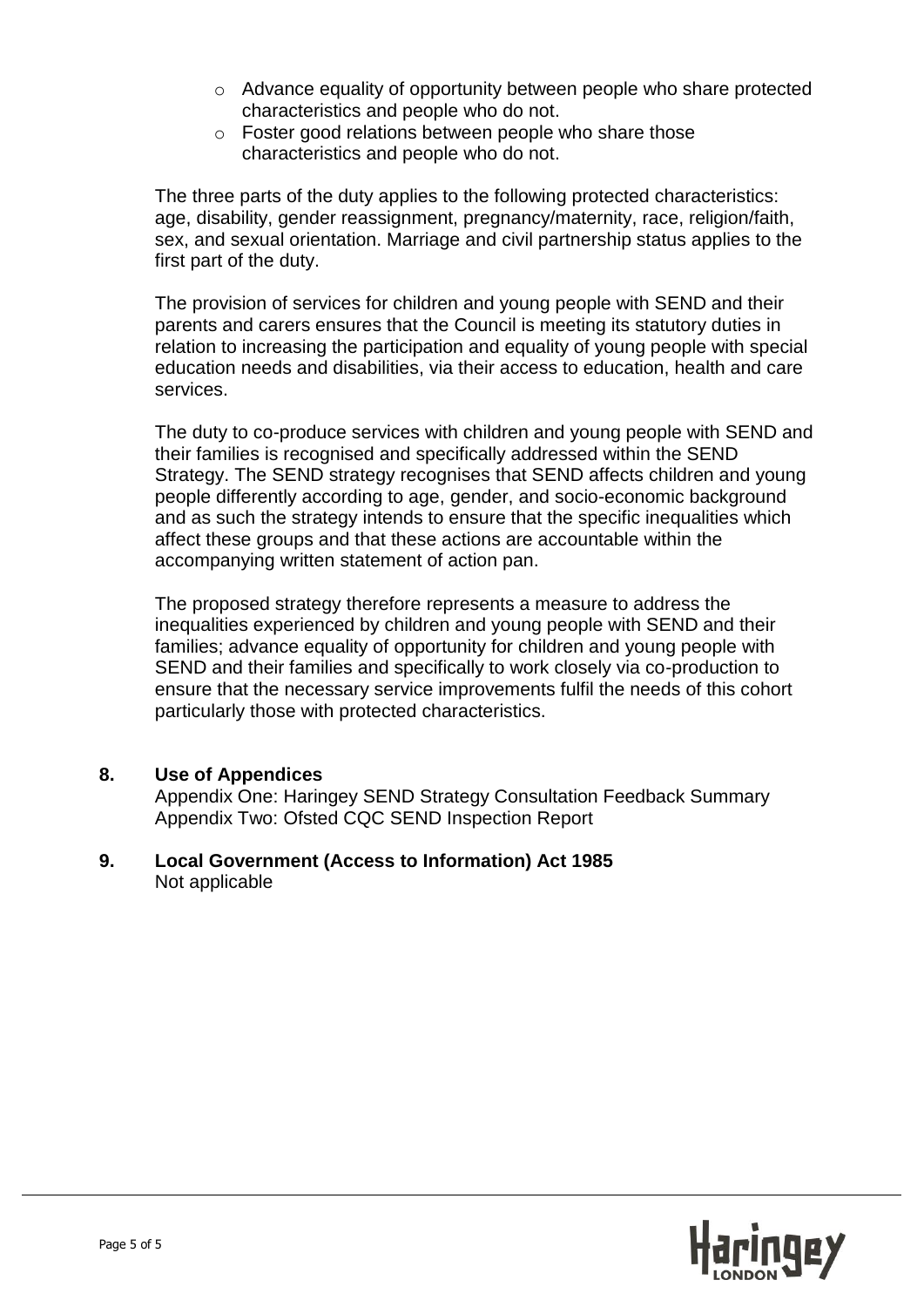- Advance equality of opportunity between people who share protected characteristics and people who do not.
- Foster good relations between people who share those characteristics and people who do not.

The three parts of the duty applies to the following protected characteristics: age, disability, gender reassignment, pregnancy/maternity, race, religion/faith, sex, and sexual orientation. Marriage and civil partnership status applies to the first part of the duty.

The provision of services for children and young people with SEND and their parents and carers ensures that the Council is meeting its statutory duties in relation to increasing the participation and equality of young people with special education needs and disabilities, via their access to education, health and care services.

The duty to co-produce services with children and young people with SEND and their families is recognised and specifically addressed within the SEND Strategy. The SEND strategy recognises that SEND affects children and young people differently according to age, gender, and socio-economic background and as such the strategy intends to ensure that the specific inequalities which affect these groups and that these actions are accountable within the accompanying written statement of action pan.

The proposed strategy therefore represents a measure to address the inequalities experienced by children and young people with SEND and their families; advance equality of opportunity for children and young people with SEND and their families and specifically to work closely via co-production to ensure that the necessary service improvements fulfil the needs of this cohort particularly those with protected characteristics.

## 8. Use of Appendices

Appendix One: Haringey SEND Strategy Consultation Feedback Summary
Appendix Two: Ofsted CQC SEND Inspection Report

## 9. Local Government (Access to Information) Act 1985

Not applicable